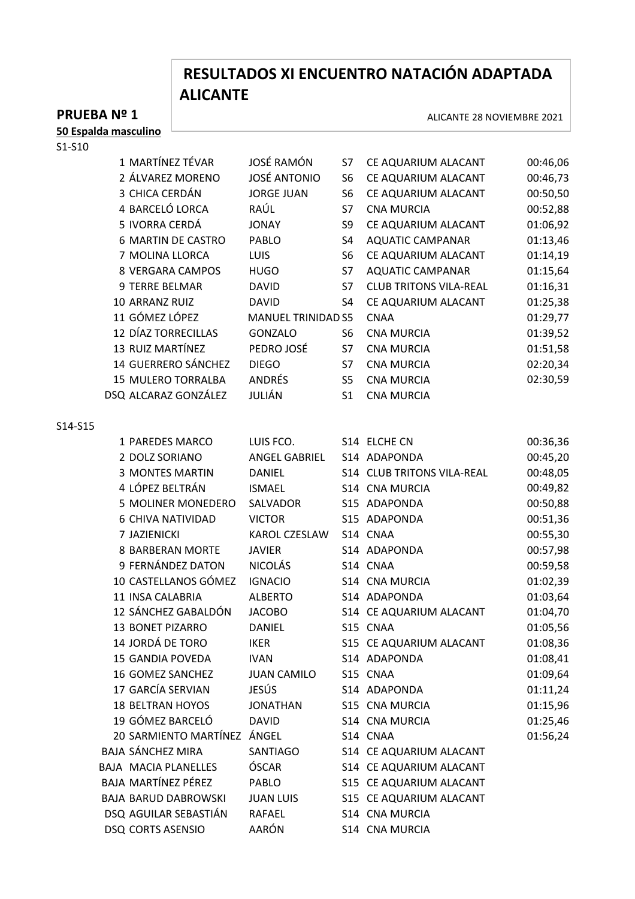# RESULTADOS XI ENCUENTRO NATACIÓN ADAPTADA ALICANTE

ALICANTE 28 NOVIEMBRE 2021

## PRUEBA Nº 1

**50 Espalda masculino**

S1-S10

| Pos. | Apellidos | Nombre | Clase | Club | Tiempo |
|---|---|---|---|---|---|
| 1 | MARTÍNEZ TÉVAR | JOSÉ RAMÓN | S7 | CE AQUARIUM ALACANT | 00:46,06 |
| 2 | ÁLVAREZ MORENO | JOSÉ ANTONIO | S6 | CE AQUARIUM ALACANT | 00:46,73 |
| 3 | CHICA CERDÁN | JORGE JUAN | S6 | CE AQUARIUM ALACANT | 00:50,50 |
| 4 | BARCELÓ LORCA | RAÚL | S7 | CNA MURCIA | 00:52,88 |
| 5 | IVORRA CERDÁ | JONAY | S9 | CE AQUARIUM ALACANT | 01:06,92 |
| 6 | MARTIN DE CASTRO | PABLO | S4 | AQUATIC CAMPANAR | 01:13,46 |
| 7 | MOLINA LLORCA | LUIS | S6 | CE AQUARIUM ALACANT | 01:14,19 |
| 8 | VERGARA CAMPOS | HUGO | S7 | AQUATIC CAMPANAR | 01:15,64 |
| 9 | TERRE BELMAR | DAVID | S7 | CLUB TRITONS VILA-REAL | 01:16,31 |
| 10 | ARRANZ RUIZ | DAVID | S4 | CE AQUARIUM ALACANT | 01:25,38 |
| 11 | GÓMEZ LÓPEZ | MANUEL TRINIDAD | S5 | CNAA | 01:29,77 |
| 12 | DÍAZ TORRECILLAS | GONZALO | S6 | CNA MURCIA | 01:39,52 |
| 13 | RUIZ MARTÍNEZ | PEDRO JOSÉ | S7 | CNA MURCIA | 01:51,58 |
| 14 | GUERRERO SÁNCHEZ | DIEGO | S7 | CNA MURCIA | 02:20,34 |
| 15 | MULERO TORRALBA | ANDRÉS | S5 | CNA MURCIA | 02:30,59 |
| DSQ | ALCARAZ GONZÁLEZ | JULIÁN | S1 | CNA MURCIA | |

S14-S15

| Pos. | Apellidos | Nombre | Clase | Club | Tiempo |
|---|---|---|---|---|---|
| 1 | PAREDES MARCO | LUIS FCO. | S14 | ELCHE CN | 00:36,36 |
| 2 | DOLZ SORIANO | ANGEL GABRIEL | S14 | ADAPONDA | 00:45,20 |
| 3 | MONTES MARTIN | DANIEL | S14 | CLUB TRITONS VILA-REAL | 00:48,05 |
| 4 | LÓPEZ BELTRÁN | ISMAEL | S14 | CNA MURCIA | 00:49,82 |
| 5 | MOLINER MONEDERO | SALVADOR | S15 | ADAPONDA | 00:50,88 |
| 6 | CHIVA NATIVIDAD | VICTOR | S15 | ADAPONDA | 00:51,36 |
| 7 | JAZIENICKI | KAROL CZESLAW | S14 | CNAA | 00:55,30 |
| 8 | BARBERAN MORTE | JAVIER | S14 | ADAPONDA | 00:57,98 |
| 9 | FERNÁNDEZ DATON | NICOLÁS | S14 | CNAA | 00:59,58 |
| 10 | CASTELLANOS GÓMEZ | IGNACIO | S14 | CNA MURCIA | 01:02,39 |
| 11 | INSA CALABRIA | ALBERTO | S14 | ADAPONDA | 01:03,64 |
| 12 | SÁNCHEZ GABALDÓN | JACOBO | S14 | CE AQUARIUM ALACANT | 01:04,70 |
| 13 | BONET PIZARRO | DANIEL | S15 | CNAA | 01:05,56 |
| 14 | JORDÁ DE TORO | IKER | S15 | CE AQUARIUM ALACANT | 01:08,36 |
| 15 | GANDIA POVEDA | IVAN | S14 | ADAPONDA | 01:08,41 |
| 16 | GOMEZ SANCHEZ | JUAN CAMILO | S15 | CNAA | 01:09,64 |
| 17 | GARCÍA SERVIAN | JESÚS | S14 | ADAPONDA | 01:11,24 |
| 18 | BELTRAN HOYOS | JONATHAN | S15 | CNA MURCIA | 01:15,96 |
| 19 | GÓMEZ BARCELÓ | DAVID | S14 | CNA MURCIA | 01:25,46 |
| 20 | SARMIENTO MARTÍNEZ | ÁNGEL | S14 | CNAA | 01:56,24 |
| BAJA | SÁNCHEZ MIRA | SANTIAGO | S14 | CE AQUARIUM ALACANT | |
| BAJA | MACIA PLANELLES | ÓSCAR | S14 | CE AQUARIUM ALACANT | |
| BAJA | MARTÍNEZ PÉREZ | PABLO | S15 | CE AQUARIUM ALACANT | |
| BAJA | BARUD DABROWSKI | JUAN LUIS | S15 | CE AQUARIUM ALACANT | |
| DSQ | AGUILAR SEBASTIÁN | RAFAEL | S14 | CNA MURCIA | |
| DSQ | CORTS ASENSIO | AARÓN | S14 | CNA MURCIA | |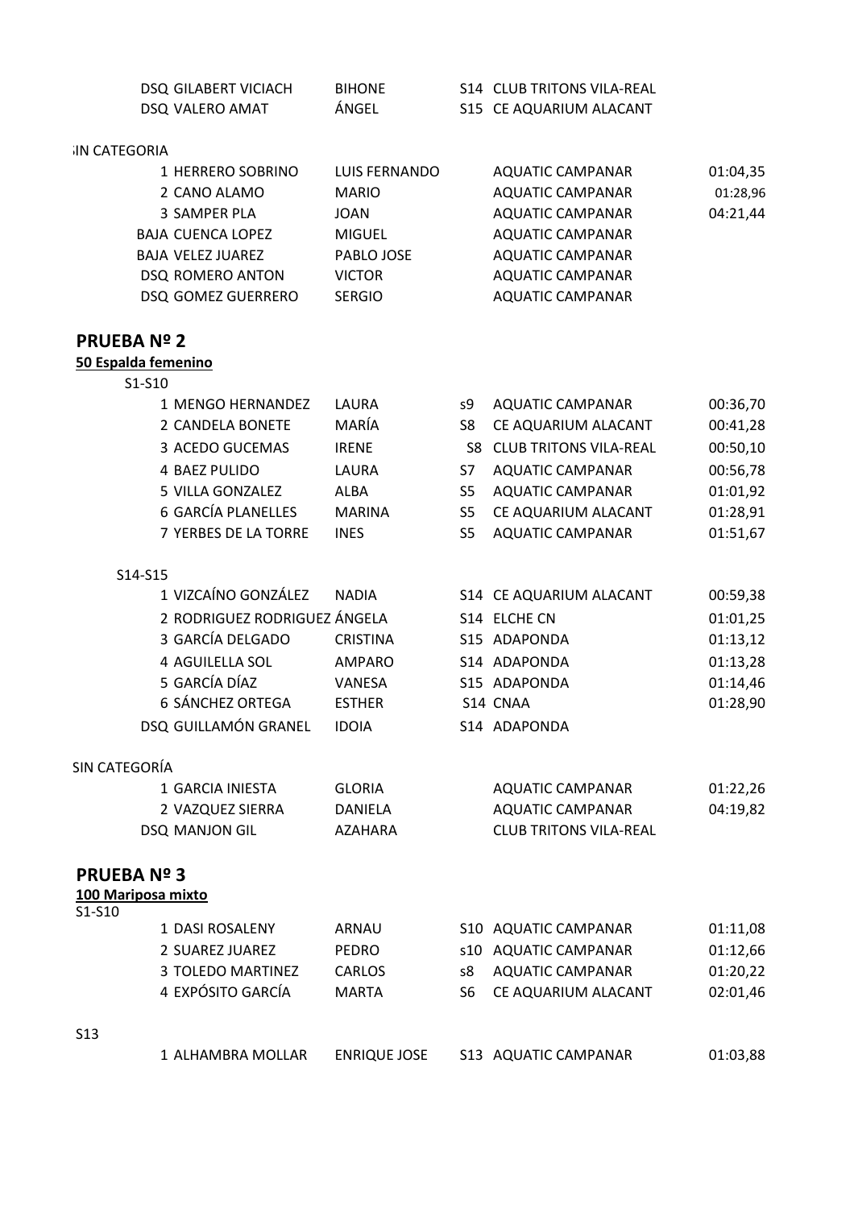| | | | | | |
|---|---|---|---|---|---|
| DSQ | GILABERT VICIACH | BIHONE | S14 | CLUB TRITONS VILA-REAL | |
| DSQ | VALERO AMAT | ÁNGEL | S15 | CE AQUARIUM ALACANT | |

SIN CATEGORIA

| | | | | | |
|---|---|---|---|---|---|
| 1 | HERRERO SOBRINO | LUIS FERNANDO | | AQUATIC CAMPANAR | 01:04,35 |
| 2 | CANO ALAMO | MARIO | | AQUATIC CAMPANAR | 01:28,96 |
| 3 | SAMPER PLA | JOAN | | AQUATIC CAMPANAR | 04:21,44 |
| BAJA | CUENCA LOPEZ | MIGUEL | | AQUATIC CAMPANAR | |
| BAJA | VELEZ JUAREZ | PABLO JOSE | | AQUATIC CAMPANAR | |
| DSQ | ROMERO ANTON | VICTOR | | AQUATIC CAMPANAR | |
| DSQ | GOMEZ GUERRERO | SERGIO | | AQUATIC CAMPANAR | |

## PRUEBA Nº 2

**50 Espalda femenino**

S1-S10

| | | | | | |
|---|---|---|---|---|---|
| 1 | MENGO HERNANDEZ | LAURA | s9 | AQUATIC CAMPANAR | 00:36,70 |
| 2 | CANDELA BONETE | MARÍA | S8 | CE AQUARIUM ALACANT | 00:41,28 |
| 3 | ACEDO GUCEMAS | IRENE | S8 | CLUB TRITONS VILA-REAL | 00:50,10 |
| 4 | BAEZ PULIDO | LAURA | S7 | AQUATIC CAMPANAR | 00:56,78 |
| 5 | VILLA GONZALEZ | ALBA | S5 | AQUATIC CAMPANAR | 01:01,92 |
| 6 | GARCÍA PLANELLES | MARINA | S5 | CE AQUARIUM ALACANT | 01:28,91 |
| 7 | YERBES DE LA TORRE | INES | S5 | AQUATIC CAMPANAR | 01:51,67 |

S14-S15

| | | | | | |
|---|---|---|---|---|---|
| 1 | VIZCAÍNO GONZÁLEZ | NADIA | S14 | CE AQUARIUM ALACANT | 00:59,38 |
| 2 | RODRIGUEZ RODRIGUEZ | ÁNGELA | S14 | ELCHE CN | 01:01,25 |
| 3 | GARCÍA DELGADO | CRISTINA | S15 | ADAPONDA | 01:13,12 |
| 4 | AGUILELLA SOL | AMPARO | S14 | ADAPONDA | 01:13,28 |
| 5 | GARCÍA DÍAZ | VANESA | S15 | ADAPONDA | 01:14,46 |
| 6 | SÁNCHEZ ORTEGA | ESTHER | S14 | CNAA | 01:28,90 |
| DSQ | GUILLAMÓN GRANEL | IDOIA | S14 | ADAPONDA | |

SIN CATEGORÍA

| | | | | | |
|---|---|---|---|---|---|
| 1 | GARCIA INIESTA | GLORIA | | AQUATIC CAMPANAR | 01:22,26 |
| 2 | VAZQUEZ SIERRA | DANIELA | | AQUATIC CAMPANAR | 04:19,82 |
| DSQ | MANJON GIL | AZAHARA | | CLUB TRITONS VILA-REAL | |

## PRUEBA Nº 3

**100 Mariposa mixto**

S1-S10

| | | | | | |
|---|---|---|---|---|---|
| 1 | DASI ROSALENY | ARNAU | S10 | AQUATIC CAMPANAR | 01:11,08 |
| 2 | SUAREZ JUAREZ | PEDRO | s10 | AQUATIC CAMPANAR | 01:12,66 |
| 3 | TOLEDO MARTINEZ | CARLOS | s8 | AQUATIC CAMPANAR | 01:20,22 |
| 4 | EXPÓSITO GARCÍA | MARTA | S6 | CE AQUARIUM ALACANT | 02:01,46 |

S13

| | | | | | |
|---|---|---|---|---|---|
| 1 | ALHAMBRA MOLLAR | ENRIQUE JOSE | S13 | AQUATIC CAMPANAR | 01:03,88 |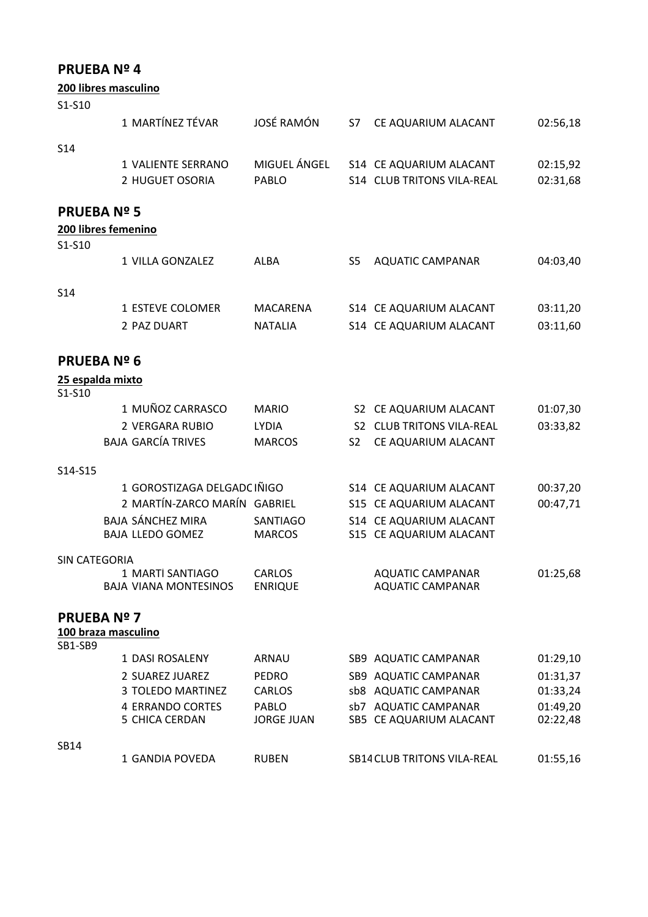## PRUEBA Nº 4

**200 libres masculino**

S1-S10

| Pos. | Apellidos | Nombre | Clase | Club | Tiempo |
|---|---|---|---|---|---|
| 1 | MARTÍNEZ TÉVAR | JOSÉ RAMÓN | S7 | CE AQUARIUM ALACANT | 02:56,18 |

S14

| Pos. | Apellidos | Nombre | Clase | Club | Tiempo |
|---|---|---|---|---|---|
| 1 | VALIENTE SERRANO | MIGUEL ÁNGEL | S14 | CE AQUARIUM ALACANT | 02:15,92 |
| 2 | HUGUET OSORIA | PABLO | S14 | CLUB TRITONS VILA-REAL | 02:31,68 |

## PRUEBA Nº 5

**200 libres femenino**

S1-S10

| Pos. | Apellidos | Nombre | Clase | Club | Tiempo |
|---|---|---|---|---|---|
| 1 | VILLA GONZALEZ | ALBA | S5 | AQUATIC CAMPANAR | 04:03,40 |

S14

| Pos. | Apellidos | Nombre | Clase | Club | Tiempo |
|---|---|---|---|---|---|
| 1 | ESTEVE COLOMER | MACARENA | S14 | CE AQUARIUM ALACANT | 03:11,20 |
| 2 | PAZ DUART | NATALIA | S14 | CE AQUARIUM ALACANT | 03:11,60 |

## PRUEBA Nº 6

**25 espalda mixto**

S1-S10

| Pos. | Apellidos | Nombre | Clase | Club | Tiempo |
|---|---|---|---|---|---|
| 1 | MUÑOZ CARRASCO | MARIO | S2 | CE AQUARIUM ALACANT | 01:07,30 |
| 2 | VERGARA RUBIO | LYDIA | S2 | CLUB TRITONS VILA-REAL | 03:33,82 |
| BAJA | GARCÍA TRIVES | MARCOS | S2 | CE AQUARIUM ALACANT | |

S14-S15

| Pos. | Apellidos | Nombre | Clase | Club | Tiempo |
|---|---|---|---|---|---|
| 1 | GOROSTIZAGA DELGADO | IÑIGO | S14 | CE AQUARIUM ALACANT | 00:37,20 |
| 2 | MARTÍN-ZARCO MARÍN | GABRIEL | S15 | CE AQUARIUM ALACANT | 00:47,71 |
| BAJA | SÁNCHEZ MIRA | SANTIAGO | S14 | CE AQUARIUM ALACANT | |
| BAJA | LLEDO GOMEZ | MARCOS | S15 | CE AQUARIUM ALACANT | |

SIN CATEGORIA

| Pos. | Apellidos | Nombre | Clase | Club | Tiempo |
|---|---|---|---|---|---|
| 1 | MARTI SANTIAGO | CARLOS | | AQUATIC CAMPANAR | 01:25,68 |
| BAJA | VIANA MONTESINOS | ENRIQUE | | AQUATIC CAMPANAR | |

## PRUEBA Nº 7

**100 braza masculino**

SB1-SB9

| Pos. | Apellidos | Nombre | Clase | Club | Tiempo |
|---|---|---|---|---|---|
| 1 | DASI ROSALENY | ARNAU | SB9 | AQUATIC CAMPANAR | 01:29,10 |
| 2 | SUAREZ JUAREZ | PEDRO | SB9 | AQUATIC CAMPANAR | 01:31,37 |
| 3 | TOLEDO MARTINEZ | CARLOS | sb8 | AQUATIC CAMPANAR | 01:33,24 |
| 4 | ERRANDO CORTES | PABLO | sb7 | AQUATIC CAMPANAR | 01:49,20 |
| 5 | CHICA CERDAN | JORGE JUAN | SB5 | CE AQUARIUM ALACANT | 02:22,48 |

SB14

| Pos. | Apellidos | Nombre | Clase | Club | Tiempo |
|---|---|---|---|---|---|
| 1 | GANDIA POVEDA | RUBEN | SB14 | CLUB TRITONS VILA-REAL | 01:55,16 |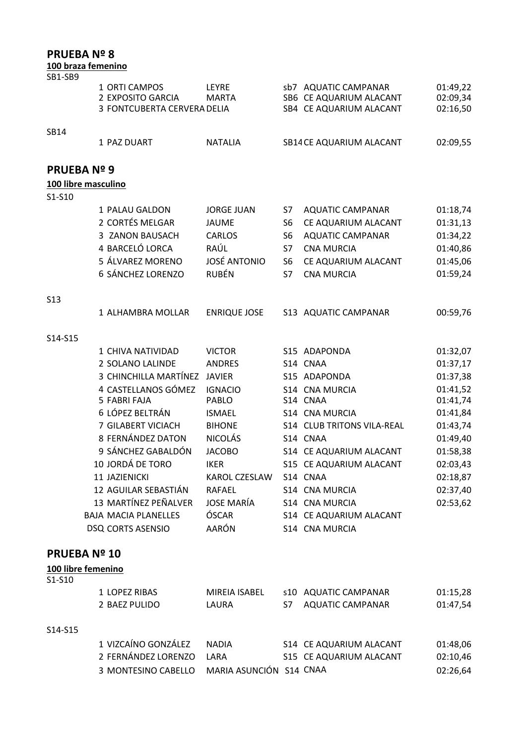## PRUEBA Nº 8

**100 braza femenino**

SB1-SB9

| Pos. | Apellidos | Nombre | Clase | Club | Tiempo |
|---|---|---|---|---|---|
| 1 | ORTI CAMPOS | LEYRE | sb7 | AQUATIC CAMPANAR | 01:49,22 |
| 2 | EXPOSITO GARCIA | MARTA | SB6 | CE AQUARIUM ALACANT | 02:09,34 |
| 3 | FONTCUBERTA CERVERA | DELIA | SB4 | CE AQUARIUM ALACANT | 02:16,50 |

SB14

| Pos. | Apellidos | Nombre | Clase | Club | Tiempo |
|---|---|---|---|---|---|
| 1 | PAZ DUART | NATALIA | SB14 | CE AQUARIUM ALACANT | 02:09,55 |

## PRUEBA Nº 9

**100 libre masculino**

S1-S10

| Pos. | Apellidos | Nombre | Clase | Club | Tiempo |
|---|---|---|---|---|---|
| 1 | PALAU GALDON | JORGE JUAN | S7 | AQUATIC CAMPANAR | 01:18,74 |
| 2 | CORTÉS MELGAR | JAUME | S6 | CE AQUARIUM ALACANT | 01:31,13 |
| 3 | ZANON BAUSACH | CARLOS | S6 | AQUATIC CAMPANAR | 01:34,22 |
| 4 | BARCELÓ LORCA | RAÚL | S7 | CNA MURCIA | 01:40,86 |
| 5 | ÁLVAREZ MORENO | JOSÉ ANTONIO | S6 | CE AQUARIUM ALACANT | 01:45,06 |
| 6 | SÁNCHEZ LORENZO | RUBÉN | S7 | CNA MURCIA | 01:59,24 |

S13

| Pos. | Apellidos | Nombre | Clase | Club | Tiempo |
|---|---|---|---|---|---|
| 1 | ALHAMBRA MOLLAR | ENRIQUE JOSE | S13 | AQUATIC CAMPANAR | 00:59,76 |

S14-S15

| Pos. | Apellidos | Nombre | Clase | Club | Tiempo |
|---|---|---|---|---|---|
| 1 | CHIVA NATIVIDAD | VICTOR | S15 | ADAPONDA | 01:32,07 |
| 2 | SOLANO LALINDE | ANDRES | S14 | CNAA | 01:37,17 |
| 3 | CHINCHILLA MARTÍNEZ | JAVIER | S15 | ADAPONDA | 01:37,38 |
| 4 | CASTELLANOS GÓMEZ | IGNACIO | S14 | CNA MURCIA | 01:41,52 |
| 5 | FABRI FAJA | PABLO | S14 | CNAA | 01:41,74 |
| 6 | LÓPEZ BELTRÁN | ISMAEL | S14 | CNA MURCIA | 01:41,84 |
| 7 | GILABERT VICIACH | BIHONE | S14 | CLUB TRITONS VILA-REAL | 01:43,74 |
| 8 | FERNÁNDEZ DATON | NICOLÁS | S14 | CNAA | 01:49,40 |
| 9 | SÁNCHEZ GABALDÓN | JACOBO | S14 | CE AQUARIUM ALACANT | 01:58,38 |
| 10 | JORDÁ DE TORO | IKER | S15 | CE AQUARIUM ALACANT | 02:03,43 |
| 11 | JAZIENICKI | KAROL CZESLAW | S14 | CNAA | 02:18,87 |
| 12 | AGUILAR SEBASTIÁN | RAFAEL | S14 | CNA MURCIA | 02:37,40 |
| 13 | MARTÍNEZ PEÑALVER | JOSE MARÍA | S14 | CNA MURCIA | 02:53,62 |
| BAJA | MACIA PLANELLES | ÓSCAR | S14 | CE AQUARIUM ALACANT | |
| DSQ | CORTS ASENSIO | AARÓN | S14 | CNA MURCIA | |

## PRUEBA Nº 10

**100 libre femenino**

S1-S10

| Pos. | Apellidos | Nombre | Clase | Club | Tiempo |
|---|---|---|---|---|---|
| 1 | LOPEZ RIBAS | MIREIA ISABEL | s10 | AQUATIC CAMPANAR | 01:15,28 |
| 2 | BAEZ PULIDO | LAURA | S7 | AQUATIC CAMPANAR | 01:47,54 |

S14-S15

| Pos. | Apellidos | Nombre | Clase | Club | Tiempo |
|---|---|---|---|---|---|
| 1 | VIZCAÍNO GONZÁLEZ | NADIA | S14 | CE AQUARIUM ALACANT | 01:48,06 |
| 2 | FERNÁNDEZ LORENZO | LARA | S15 | CE AQUARIUM ALACANT | 02:10,46 |
| 3 | MONTESINO CABELLO | MARIA ASUNCIÓN | S14 | CNAA | 02:26,64 |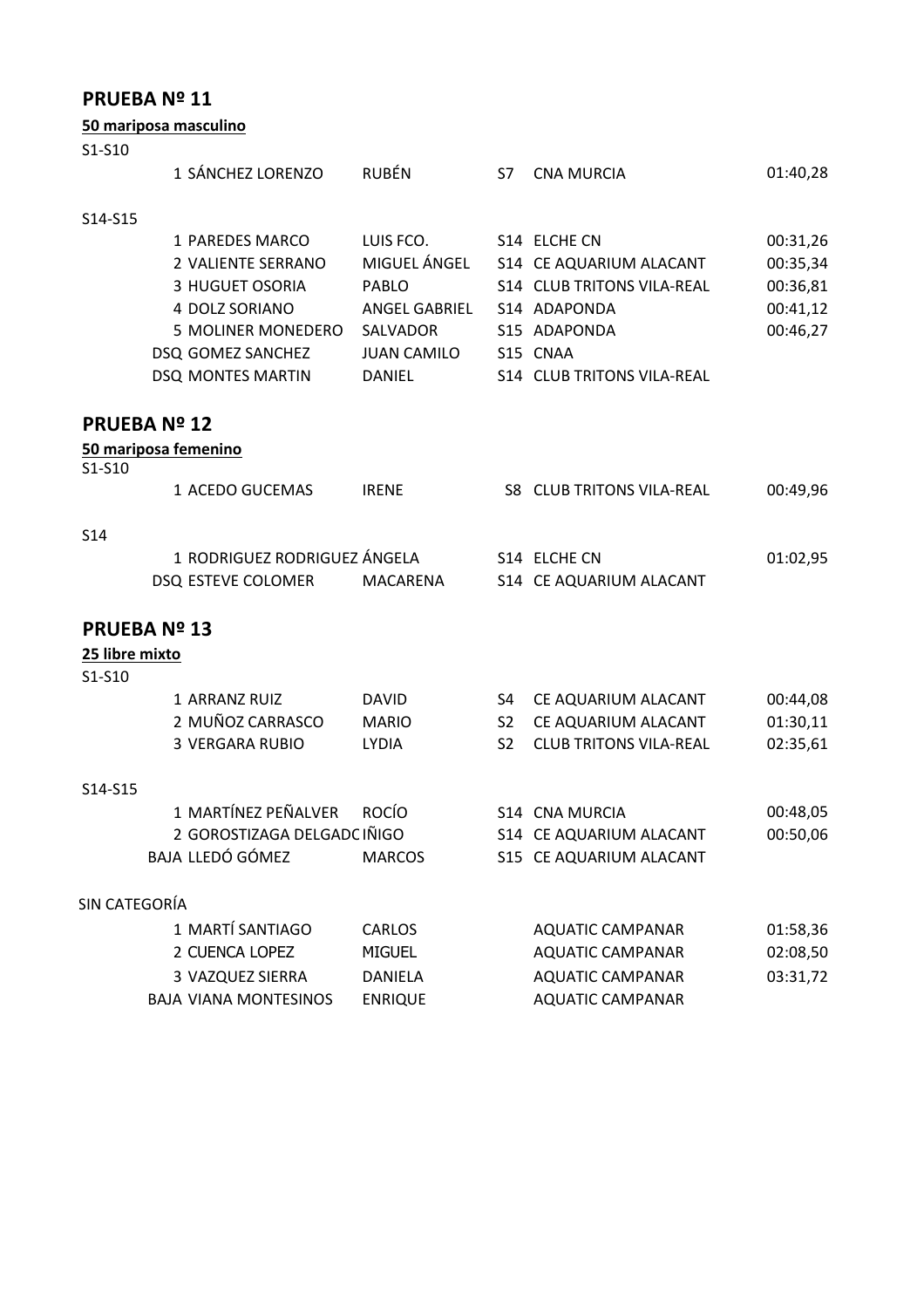## PRUEBA Nº 11

**50 mariposa masculino**

S1-S10

| Pos. | Apellidos | Nombre | Cat. | Club | Tiempo |
|---|---|---|---|---|---|
| 1 | SÁNCHEZ LORENZO | RUBÉN | S7 | CNA MURCIA | 01:40,28 |

S14-S15

| Pos. | Apellidos | Nombre | Cat. | Club | Tiempo |
|---|---|---|---|---|---|
| 1 | PAREDES MARCO | LUIS FCO. | S14 | ELCHE CN | 00:31,26 |
| 2 | VALIENTE SERRANO | MIGUEL ÁNGEL | S14 | CE AQUARIUM ALACANT | 00:35,34 |
| 3 | HUGUET OSORIA | PABLO | S14 | CLUB TRITONS VILA-REAL | 00:36,81 |
| 4 | DOLZ SORIANO | ANGEL GABRIEL | S14 | ADAPONDA | 00:41,12 |
| 5 | MOLINER MONEDERO | SALVADOR | S15 | ADAPONDA | 00:46,27 |
| DSQ | GOMEZ SANCHEZ | JUAN CAMILO | S15 | CNAA | |
| DSQ | MONTES MARTIN | DANIEL | S14 | CLUB TRITONS VILA-REAL | |

## PRUEBA Nº 12

**50 mariposa femenino**

S1-S10

| Pos. | Apellidos | Nombre | Cat. | Club | Tiempo |
|---|---|---|---|---|---|
| 1 | ACEDO GUCEMAS | IRENE | S8 | CLUB TRITONS VILA-REAL | 00:49,96 |

S14

| Pos. | Apellidos | Nombre | Cat. | Club | Tiempo |
|---|---|---|---|---|---|
| 1 | RODRIGUEZ RODRIGUEZ | ÁNGELA | S14 | ELCHE CN | 01:02,95 |
| DSQ | ESTEVE COLOMER | MACARENA | S14 | CE AQUARIUM ALACANT | |

## PRUEBA Nº 13

**25 libre mixto**

S1-S10

| Pos. | Apellidos | Nombre | Cat. | Club | Tiempo |
|---|---|---|---|---|---|
| 1 | ARRANZ RUIZ | DAVID | S4 | CE AQUARIUM ALACANT | 00:44,08 |
| 2 | MUÑOZ CARRASCO | MARIO | S2 | CE AQUARIUM ALACANT | 01:30,11 |
| 3 | VERGARA RUBIO | LYDIA | S2 | CLUB TRITONS VILA-REAL | 02:35,61 |

S14-S15

| Pos. | Apellidos | Nombre | Cat. | Club | Tiempo |
|---|---|---|---|---|---|
| 1 | MARTÍNEZ PEÑALVER | ROCÍO | S14 | CNA MURCIA | 00:48,05 |
| 2 | GOROSTIZAGA DELGADC | IÑIGO | S14 | CE AQUARIUM ALACANT | 00:50,06 |
| BAJA | LLEDÓ GÓMEZ | MARCOS | S15 | CE AQUARIUM ALACANT | |

SIN CATEGORÍA

| Pos. | Apellidos | Nombre | Cat. | Club | Tiempo |
|---|---|---|---|---|---|
| 1 | MARTÍ SANTIAGO | CARLOS | | AQUATIC CAMPANAR | 01:58,36 |
| 2 | CUENCA LOPEZ | MIGUEL | | AQUATIC CAMPANAR | 02:08,50 |
| 3 | VAZQUEZ SIERRA | DANIELA | | AQUATIC CAMPANAR | 03:31,72 |
| BAJA | VIANA MONTESINOS | ENRIQUE | | AQUATIC CAMPANAR | |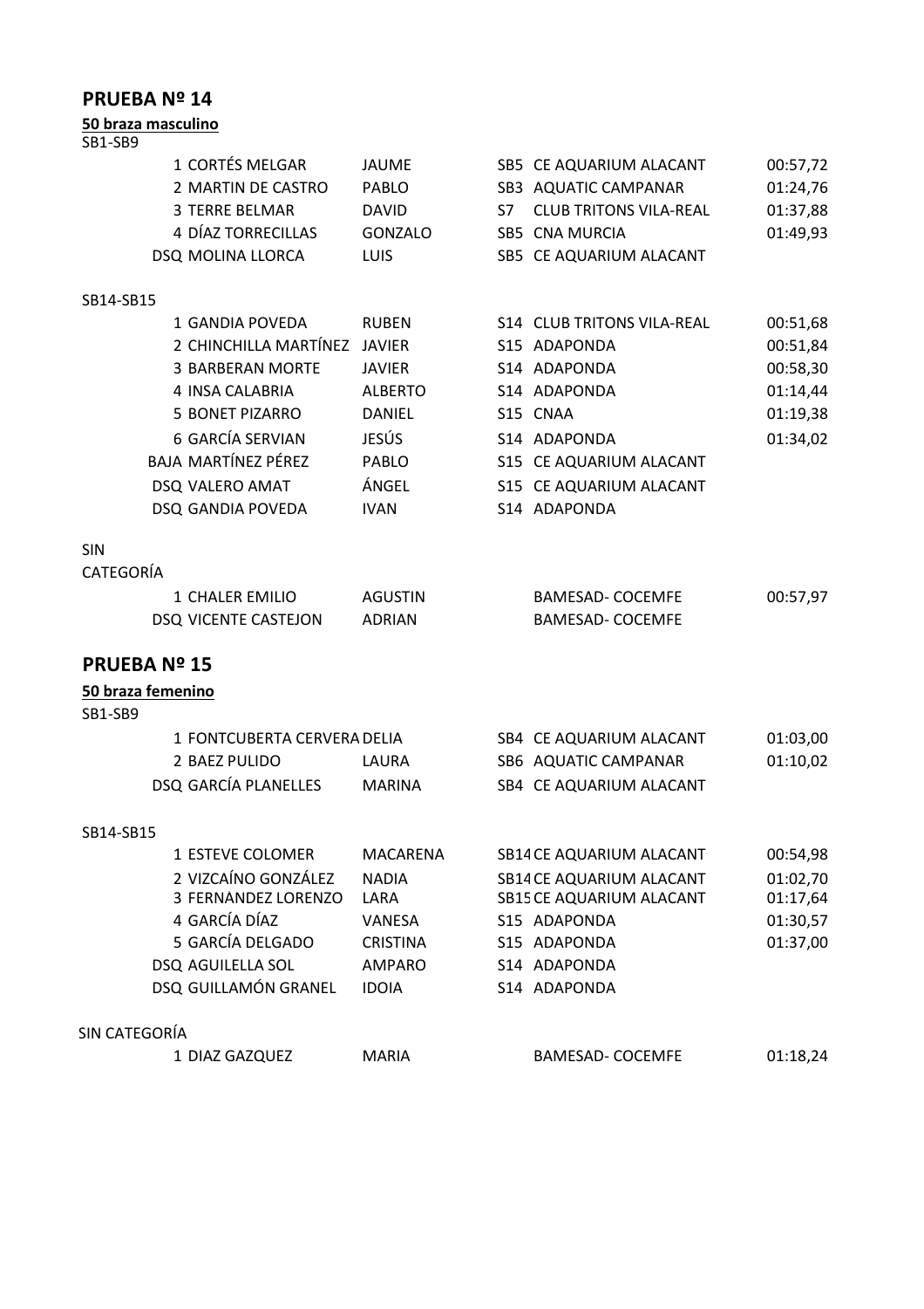## PRUEBA Nº 14

**50 braza masculino**

SB1-SB9

| | | | | | |
|---|---|---|---|---|---|
| 1 | CORTÉS MELGAR | JAUME | SB5 | CE AQUARIUM ALACANT | 00:57,72 |
| 2 | MARTIN DE CASTRO | PABLO | SB3 | AQUATIC CAMPANAR | 01:24,76 |
| 3 | TERRE BELMAR | DAVID | S7 | CLUB TRITONS VILA-REAL | 01:37,88 |
| 4 | DÍAZ TORRECILLAS | GONZALO | SB5 | CNA MURCIA | 01:49,93 |
| DSQ | MOLINA LLORCA | LUIS | SB5 | CE AQUARIUM ALACANT | |

SB14-SB15

| | | | | | |
|---|---|---|---|---|---|
| 1 | GANDIA POVEDA | RUBEN | S14 | CLUB TRITONS VILA-REAL | 00:51,68 |
| 2 | CHINCHILLA MARTÍNEZ | JAVIER | S15 | ADAPONDA | 00:51,84 |
| 3 | BARBERAN MORTE | JAVIER | S14 | ADAPONDA | 00:58,30 |
| 4 | INSA CALABRIA | ALBERTO | S14 | ADAPONDA | 01:14,44 |
| 5 | BONET PIZARRO | DANIEL | S15 | CNAA | 01:19,38 |
| 6 | GARCÍA SERVIAN | JESÚS | S14 | ADAPONDA | 01:34,02 |
| BAJA | MARTÍNEZ PÉREZ | PABLO | S15 | CE AQUARIUM ALACANT | |
| DSQ | VALERO AMAT | ÁNGEL | S15 | CE AQUARIUM ALACANT | |
| DSQ | GANDIA POVEDA | IVAN | S14 | ADAPONDA | |

SIN CATEGORÍA

| | | | | | |
|---|---|---|---|---|---|
| 1 | CHALER EMILIO | AGUSTIN | | BAMESAD- COCEMFE | 00:57,97 |
| DSQ | VICENTE CASTEJON | ADRIAN | | BAMESAD- COCEMFE | |

## PRUEBA Nº 15

**50 braza femenino**

SB1-SB9

| | | | | | |
|---|---|---|---|---|---|
| 1 | FONTCUBERTA CERVERA | DELIA | SB4 | CE AQUARIUM ALACANT | 01:03,00 |
| 2 | BAEZ PULIDO | LAURA | SB6 | AQUATIC CAMPANAR | 01:10,02 |
| DSQ | GARCÍA PLANELLES | MARINA | SB4 | CE AQUARIUM ALACANT | |

SB14-SB15

| | | | | | |
|---|---|---|---|---|---|
| 1 | ESTEVE COLOMER | MACARENA | SB14 | CE AQUARIUM ALACANT | 00:54,98 |
| 2 | VIZCAÍNO GONZÁLEZ | NADIA | SB14 | CE AQUARIUM ALACANT | 01:02,70 |
| 3 | FERNANDEZ LORENZO | LARA | SB15 | CE AQUARIUM ALACANT | 01:17,64 |
| 4 | GARCÍA DÍAZ | VANESA | S15 | ADAPONDA | 01:30,57 |
| 5 | GARCÍA DELGADO | CRISTINA | S15 | ADAPONDA | 01:37,00 |
| DSQ | AGUILELLA SOL | AMPARO | S14 | ADAPONDA | |
| DSQ | GUILLAMÓN GRANEL | IDOIA | S14 | ADAPONDA | |

SIN CATEGORÍA

| | | | | | |
|---|---|---|---|---|---|
| 1 | DIAZ GAZQUEZ | MARIA | | BAMESAD- COCEMFE | 01:18,24 |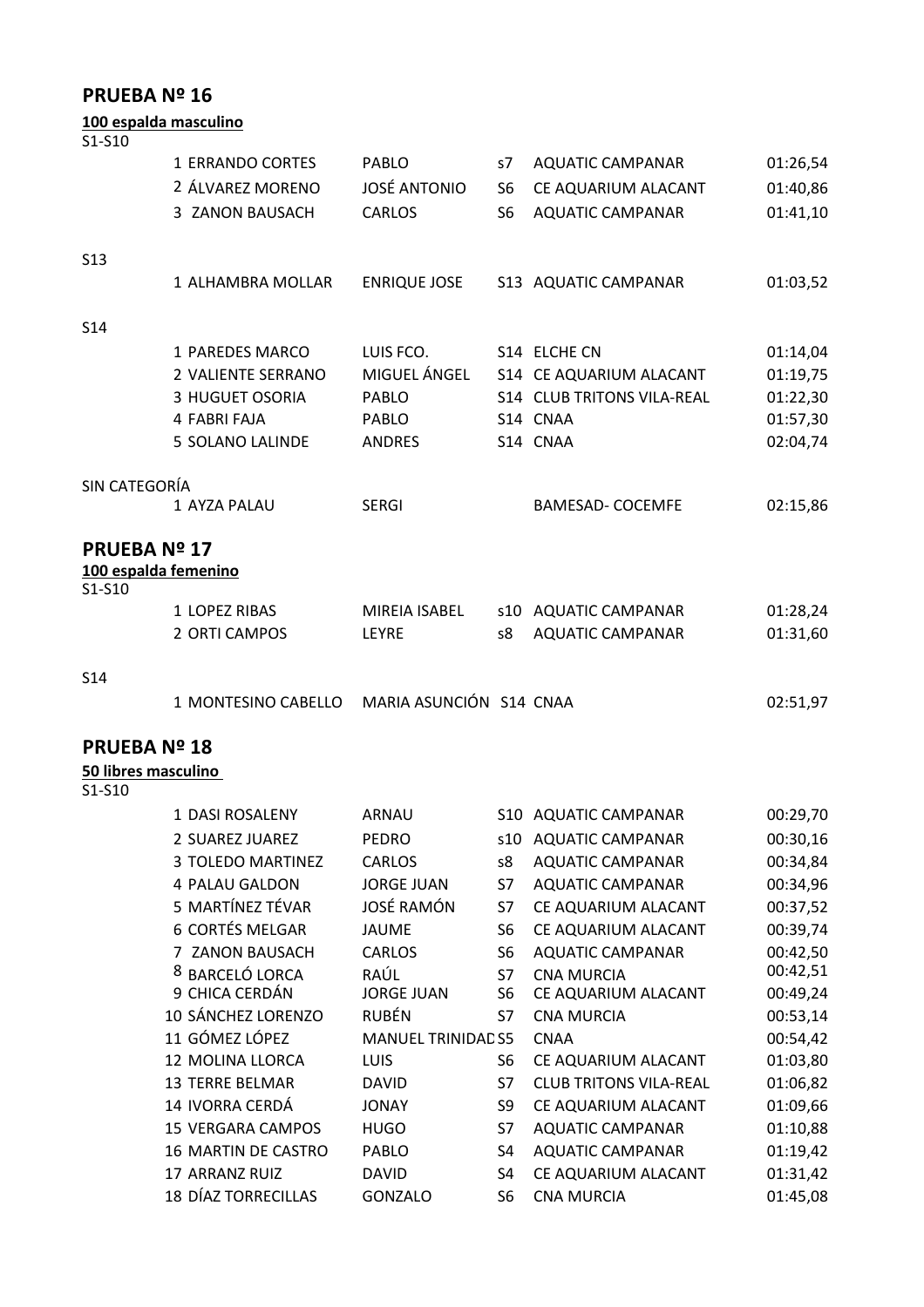## PRUEBA Nº 16

**100 espalda masculino**

S1-S10

| | | | | | |
|---|---|---|---|---|---|
| 1 | ERRANDO CORTES | PABLO | s7 | AQUATIC CAMPANAR | 01:26,54 |
| 2 | ÁLVAREZ MORENO | JOSÉ ANTONIO | S6 | CE AQUARIUM ALACANT | 01:40,86 |
| 3 | ZANON BAUSACH | CARLOS | S6 | AQUATIC CAMPANAR | 01:41,10 |

S13

| | | | | | |
|---|---|---|---|---|---|
| 1 | ALHAMBRA MOLLAR | ENRIQUE JOSE | S13 | AQUATIC CAMPANAR | 01:03,52 |

S14

| | | | | | |
|---|---|---|---|---|---|
| 1 | PAREDES MARCO | LUIS FCO. | S14 | ELCHE CN | 01:14,04 |
| 2 | VALIENTE SERRANO | MIGUEL ÁNGEL | S14 | CE AQUARIUM ALACANT | 01:19,75 |
| 3 | HUGUET OSORIA | PABLO | S14 | CLUB TRITONS VILA-REAL | 01:22,30 |
| 4 | FABRI FAJA | PABLO | S14 | CNAA | 01:57,30 |
| 5 | SOLANO LALINDE | ANDRES | S14 | CNAA | 02:04,74 |

SIN CATEGORÍA

| | | | | | |
|---|---|---|---|---|---|
| 1 | AYZA PALAU | SERGI | | BAMESAD- COCEMFE | 02:15,86 |

## PRUEBA Nº 17

**100 espalda femenino**

S1-S10

| | | | | | |
|---|---|---|---|---|---|
| 1 | LOPEZ RIBAS | MIREIA ISABEL | s10 | AQUATIC CAMPANAR | 01:28,24 |
| 2 | ORTI CAMPOS | LEYRE | s8 | AQUATIC CAMPANAR | 01:31,60 |

S14

| | | | | | |
|---|---|---|---|---|---|
| 1 | MONTESINO CABELLO | MARIA ASUNCIÓN | S14 | CNAA | 02:51,97 |

## PRUEBA Nº 18

**50 libres masculino**

S1-S10

| | | | | | |
|---|---|---|---|---|---|
| 1 | DASI ROSALENY | ARNAU | S10 | AQUATIC CAMPANAR | 00:29,70 |
| 2 | SUAREZ JUAREZ | PEDRO | s10 | AQUATIC CAMPANAR | 00:30,16 |
| 3 | TOLEDO MARTINEZ | CARLOS | s8 | AQUATIC CAMPANAR | 00:34,84 |
| 4 | PALAU GALDON | JORGE JUAN | S7 | AQUATIC CAMPANAR | 00:34,96 |
| 5 | MARTÍNEZ TÉVAR | JOSÉ RAMÓN | S7 | CE AQUARIUM ALACANT | 00:37,52 |
| 6 | CORTÉS MELGAR | JAUME | S6 | CE AQUARIUM ALACANT | 00:39,74 |
| 7 | ZANON BAUSACH | CARLOS | S6 | AQUATIC CAMPANAR | 00:42,50 |
| 8 | BARCELÓ LORCA | RAÚL | S7 | CNA MURCIA | 00:42,51 |
| 9 | CHICA CERDÁN | JORGE JUAN | S6 | CE AQUARIUM ALACANT | 00:49,24 |
| 10 | SÁNCHEZ LORENZO | RUBÉN | S7 | CNA MURCIA | 00:53,14 |
| 11 | GÓMEZ LÓPEZ | MANUEL TRINIDAD | S5 | CNAA | 00:54,42 |
| 12 | MOLINA LLORCA | LUIS | S6 | CE AQUARIUM ALACANT | 01:03,80 |
| 13 | TERRE BELMAR | DAVID | S7 | CLUB TRITONS VILA-REAL | 01:06,82 |
| 14 | IVORRA CERDÁ | JONAY | S9 | CE AQUARIUM ALACANT | 01:09,66 |
| 15 | VERGARA CAMPOS | HUGO | S7 | AQUATIC CAMPANAR | 01:10,88 |
| 16 | MARTIN DE CASTRO | PABLO | S4 | AQUATIC CAMPANAR | 01:19,42 |
| 17 | ARRANZ RUIZ | DAVID | S4 | CE AQUARIUM ALACANT | 01:31,42 |
| 18 | DÍAZ TORRECILLAS | GONZALO | S6 | CNA MURCIA | 01:45,08 |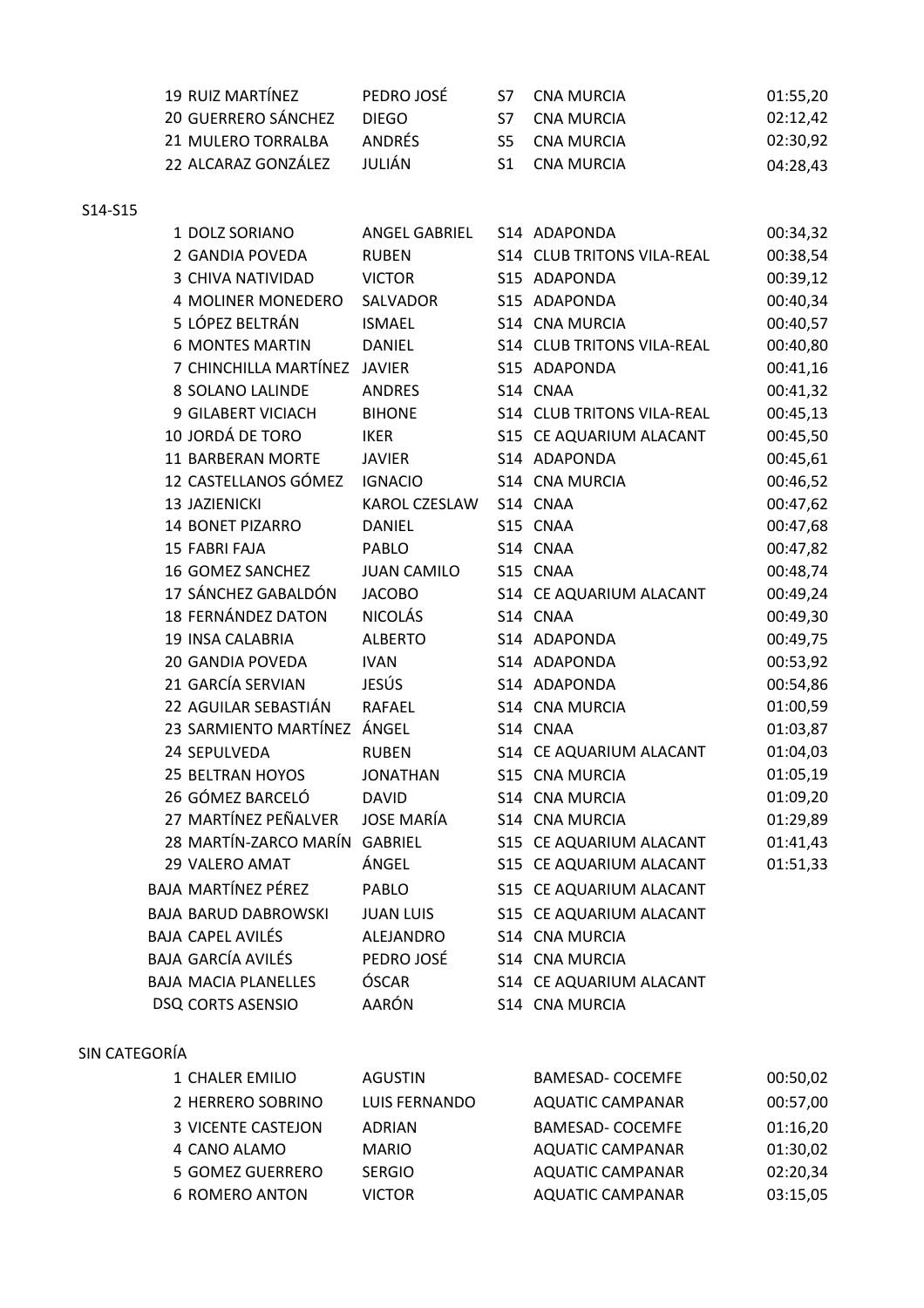| | | | | | |
|---|---|---|---|---|---|
| 19 | RUIZ MARTÍNEZ | PEDRO JOSÉ | S7 | CNA MURCIA | 01:55,20 |
| 20 | GUERRERO SÁNCHEZ | DIEGO | S7 | CNA MURCIA | 02:12,42 |
| 21 | MULERO TORRALBA | ANDRÉS | S5 | CNA MURCIA | 02:30,92 |
| 22 | ALCARAZ GONZÁLEZ | JULIÁN | S1 | CNA MURCIA | 04:28,43 |

S14-S15

| | | | | | |
|---|---|---|---|---|---|
| 1 | DOLZ SORIANO | ANGEL GABRIEL | S14 | ADAPONDA | 00:34,32 |
| 2 | GANDIA POVEDA | RUBEN | S14 | CLUB TRITONS VILA-REAL | 00:38,54 |
| 3 | CHIVA NATIVIDAD | VICTOR | S15 | ADAPONDA | 00:39,12 |
| 4 | MOLINER MONEDERO | SALVADOR | S15 | ADAPONDA | 00:40,34 |
| 5 | LÓPEZ BELTRÁN | ISMAEL | S14 | CNA MURCIA | 00:40,57 |
| 6 | MONTES MARTIN | DANIEL | S14 | CLUB TRITONS VILA-REAL | 00:40,80 |
| 7 | CHINCHILLA MARTÍNEZ | JAVIER | S15 | ADAPONDA | 00:41,16 |
| 8 | SOLANO LALINDE | ANDRES | S14 | CNAA | 00:41,32 |
| 9 | GILABERT VICIACH | BIHONE | S14 | CLUB TRITONS VILA-REAL | 00:45,13 |
| 10 | JORDÁ DE TORO | IKER | S15 | CE AQUARIUM ALACANT | 00:45,50 |
| 11 | BARBERAN MORTE | JAVIER | S14 | ADAPONDA | 00:45,61 |
| 12 | CASTELLANOS GÓMEZ | IGNACIO | S14 | CNA MURCIA | 00:46,52 |
| 13 | JAZIENICKI | KAROL CZESLAW | S14 | CNAA | 00:47,62 |
| 14 | BONET PIZARRO | DANIEL | S15 | CNAA | 00:47,68 |
| 15 | FABRI FAJA | PABLO | S14 | CNAA | 00:47,82 |
| 16 | GOMEZ SANCHEZ | JUAN CAMILO | S15 | CNAA | 00:48,74 |
| 17 | SÁNCHEZ GABALDÓN | JACOBO | S14 | CE AQUARIUM ALACANT | 00:49,24 |
| 18 | FERNÁNDEZ DATON | NICOLÁS | S14 | CNAA | 00:49,30 |
| 19 | INSA CALABRIA | ALBERTO | S14 | ADAPONDA | 00:49,75 |
| 20 | GANDIA POVEDA | IVAN | S14 | ADAPONDA | 00:53,92 |
| 21 | GARCÍA SERVIAN | JESÚS | S14 | ADAPONDA | 00:54,86 |
| 22 | AGUILAR SEBASTIÁN | RAFAEL | S14 | CNA MURCIA | 01:00,59 |
| 23 | SARMIENTO MARTÍNEZ | ÁNGEL | S14 | CNAA | 01:03,87 |
| 24 | SEPULVEDA | RUBEN | S14 | CE AQUARIUM ALACANT | 01:04,03 |
| 25 | BELTRAN HOYOS | JONATHAN | S15 | CNA MURCIA | 01:05,19 |
| 26 | GÓMEZ BARCELÓ | DAVID | S14 | CNA MURCIA | 01:09,20 |
| 27 | MARTÍNEZ PEÑALVER | JOSE MARÍA | S14 | CNA MURCIA | 01:29,89 |
| 28 | MARTÍN-ZARCO MARÍN | GABRIEL | S15 | CE AQUARIUM ALACANT | 01:41,43 |
| 29 | VALERO AMAT | ÁNGEL | S15 | CE AQUARIUM ALACANT | 01:51,33 |
| BAJA | MARTÍNEZ PÉREZ | PABLO | S15 | CE AQUARIUM ALACANT | |
| BAJA | BARUD DABROWSKI | JUAN LUIS | S15 | CE AQUARIUM ALACANT | |
| BAJA | CAPEL AVILÉS | ALEJANDRO | S14 | CNA MURCIA | |
| BAJA | GARCÍA AVILÉS | PEDRO JOSÉ | S14 | CNA MURCIA | |
| BAJA | MACIA PLANELLES | ÓSCAR | S14 | CE AQUARIUM ALACANT | |
| DSQ | CORTS ASENSIO | AARÓN | S14 | CNA MURCIA | |

SIN CATEGORÍA

| | | | | | |
|---|---|---|---|---|---|
| 1 | CHALER EMILIO | AGUSTIN | | BAMESAD- COCEMFE | 00:50,02 |
| 2 | HERRERO SOBRINO | LUIS FERNANDO | | AQUATIC CAMPANAR | 00:57,00 |
| 3 | VICENTE CASTEJON | ADRIAN | | BAMESAD- COCEMFE | 01:16,20 |
| 4 | CANO ALAMO | MARIO | | AQUATIC CAMPANAR | 01:30,02 |
| 5 | GOMEZ GUERRERO | SERGIO | | AQUATIC CAMPANAR | 02:20,34 |
| 6 | ROMERO ANTON | VICTOR | | AQUATIC CAMPANAR | 03:15,05 |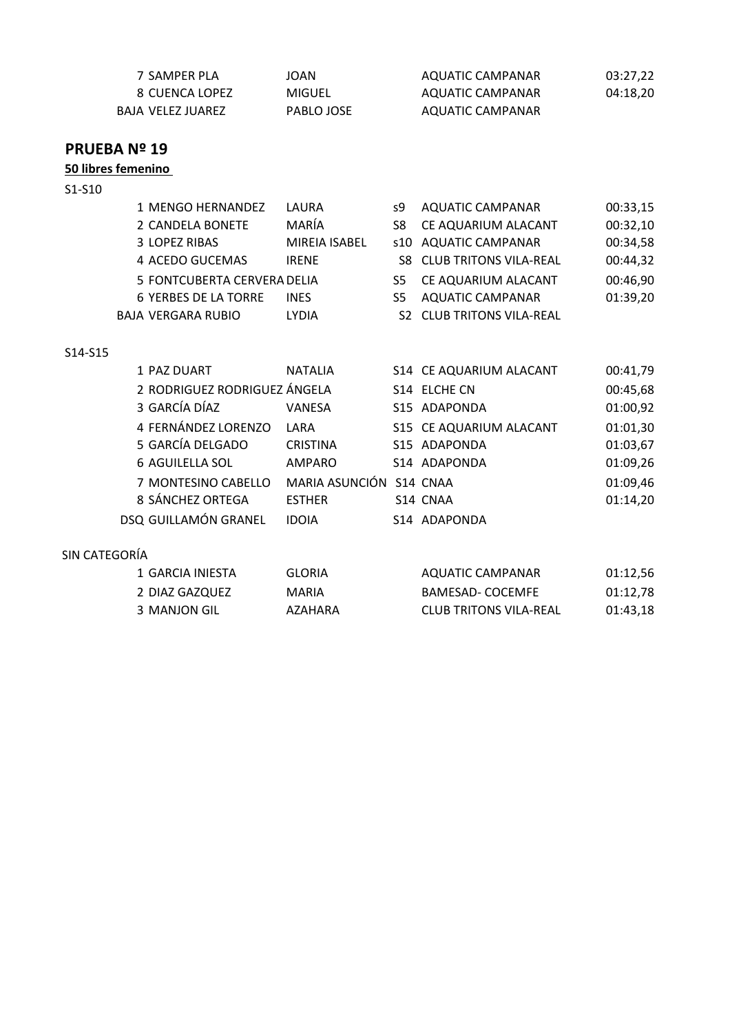| | | | | | |
|---|---|---|---|---|---|
| 7 | SAMPER PLA | JOAN | | AQUATIC CAMPANAR | 03:27,22 |
| 8 | CUENCA LOPEZ | MIGUEL | | AQUATIC CAMPANAR | 04:18,20 |
| BAJA | VELEZ JUAREZ | PABLO JOSE | | AQUATIC CAMPANAR | |

## PRUEBA Nº 19

**50 libres femenino**

S1-S10

| | | | | | |
|---|---|---|---|---|---|
| 1 | MENGO HERNANDEZ | LAURA | s9 | AQUATIC CAMPANAR | 00:33,15 |
| 2 | CANDELA BONETE | MARÍA | S8 | CE AQUARIUM ALACANT | 00:32,10 |
| 3 | LOPEZ RIBAS | MIREIA ISABEL | s10 | AQUATIC CAMPANAR | 00:34,58 |
| 4 | ACEDO GUCEMAS | IRENE | S8 | CLUB TRITONS VILA-REAL | 00:44,32 |
| 5 | FONTCUBERTA CERVERA | DELIA | S5 | CE AQUARIUM ALACANT | 00:46,90 |
| 6 | YERBES DE LA TORRE | INES | S5 | AQUATIC CAMPANAR | 01:39,20 |
| BAJA | VERGARA RUBIO | LYDIA | S2 | CLUB TRITONS VILA-REAL | |

S14-S15

| | | | | | |
|---|---|---|---|---|---|
| 1 | PAZ DUART | NATALIA | S14 | CE AQUARIUM ALACANT | 00:41,79 |
| 2 | RODRIGUEZ RODRIGUEZ | ÁNGELA | S14 | ELCHE CN | 00:45,68 |
| 3 | GARCÍA DÍAZ | VANESA | S15 | ADAPONDA | 01:00,92 |
| 4 | FERNÁNDEZ LORENZO | LARA | S15 | CE AQUARIUM ALACANT | 01:01,30 |
| 5 | GARCÍA DELGADO | CRISTINA | S15 | ADAPONDA | 01:03,67 |
| 6 | AGUILELLA SOL | AMPARO | S14 | ADAPONDA | 01:09,26 |
| 7 | MONTESINO CABELLO | MARIA ASUNCIÓN | S14 | CNAA | 01:09,46 |
| 8 | SÁNCHEZ ORTEGA | ESTHER | S14 | CNAA | 01:14,20 |
| DSQ | GUILLAMÓN GRANEL | IDOIA | S14 | ADAPONDA | |

SIN CATEGORÍA

| | | | | | |
|---|---|---|---|---|---|
| 1 | GARCIA INIESTA | GLORIA | | AQUATIC CAMPANAR | 01:12,56 |
| 2 | DIAZ GAZQUEZ | MARIA | | BAMESAD- COCEMFE | 01:12,78 |
| 3 | MANJON GIL | AZAHARA | | CLUB TRITONS VILA-REAL | 01:43,18 |